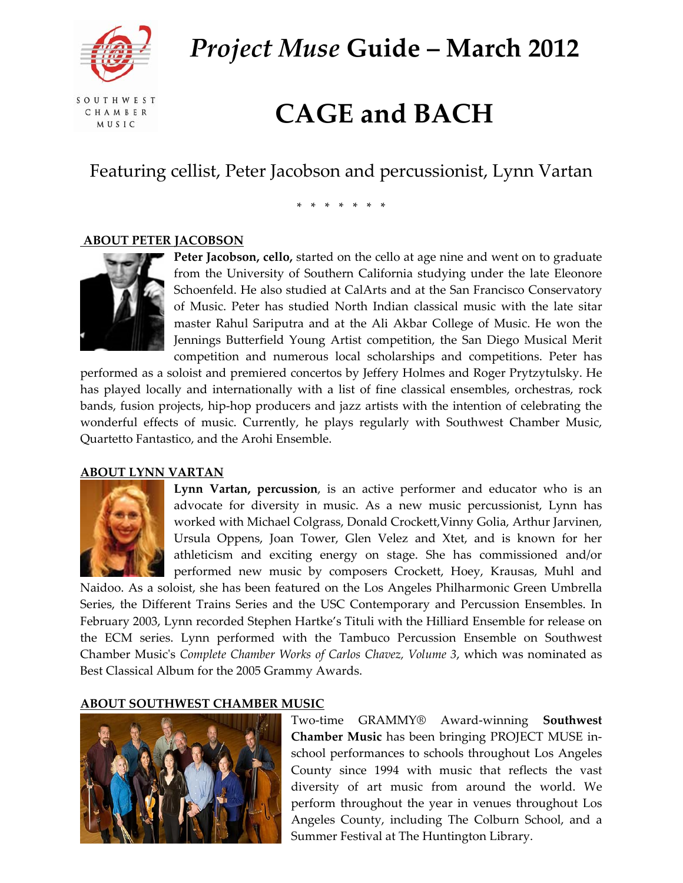# *Project Muse* Guide – March 2012

SOUTHWEST CHAMBER MUSIC

# CAGE and BACH

Featuring cellist, Peter Jacobson and percussionist, Lynn Vartan

\* \* \* \* \* \* \*

## ABOUT PETER JACOBSON

**Peter Jacobson, cello,** started on the cello at age nine and went on to graduate from the University of Southern California studying under the late Eleonore Schoenfeld. He also studied at CalArts and at the San Francisco Conservatory of Music. Peter has studied North Indian classical music with the late sitar master Rahul Sariputra and at the Ali Akbar College of Music. He won the Jennings Butterfield Young Artist competition, the San Diego Musical Merit competition and numerous local scholarships and competitions. Peter has performed as a soloist and premiered concertos by Jeffery Holmes and Roger Prytzytulsky. He has played locally and internationally with a list of fine classical ensembles, orchestras, rock bands, fusion projects, hip-hop producers and jazz artists with the intention of celebrating the wonderful effects of music. Currently, he plays regularly with Southwest Chamber Music, Quartetto Fantastico, and the Arohi Ensemble.

## ABOUT LYNN VARTAN

**Lynn Vartan, percussion**, is an active performer and educator who is an advocate for diversity in music. As a new music percussionist, Lynn has worked with Michael Colgrass, Donald Crockett, Vinny Golia, Arthur Jarvinen, Ursula Oppens, Joan Tower, Glen Velez and Xtet, and is known for her athleticism and exciting energy on stage. She has commissioned and/or performed new music by composers Crockett, Hoey, Krausas, Muhl and Naidoo. As a soloist, she has been featured on the Los Angeles Philharmonic Green Umbrella Series, the Different Trains Series and the USC Contemporary and Percussion Ensembles. In February 2003, Lynn recorded Stephen Hartke's Tituli with the Hilliard Ensemble for release on the ECM series. Lynn performed with the Tambuco Percussion Ensemble on Southwest Chamber Music's *Complete Chamber Works of Carlos Chavez, Volume 3*, which was nominated as Best Classical Album for the 2005 Grammy Awards.

## ABOUT SOUTHWEST CHAMBER MUSIC

Two-time GRAMMY® Award-winning **Southwest Chamber Music** has been bringing PROJECT MUSE in-school performances to schools throughout Los Angeles County since 1994 with music that reflects the vast diversity of art music from around the world. We perform throughout the year in venues throughout Los Angeles County, including The Colburn School, and a Summer Festival at The Huntington Library.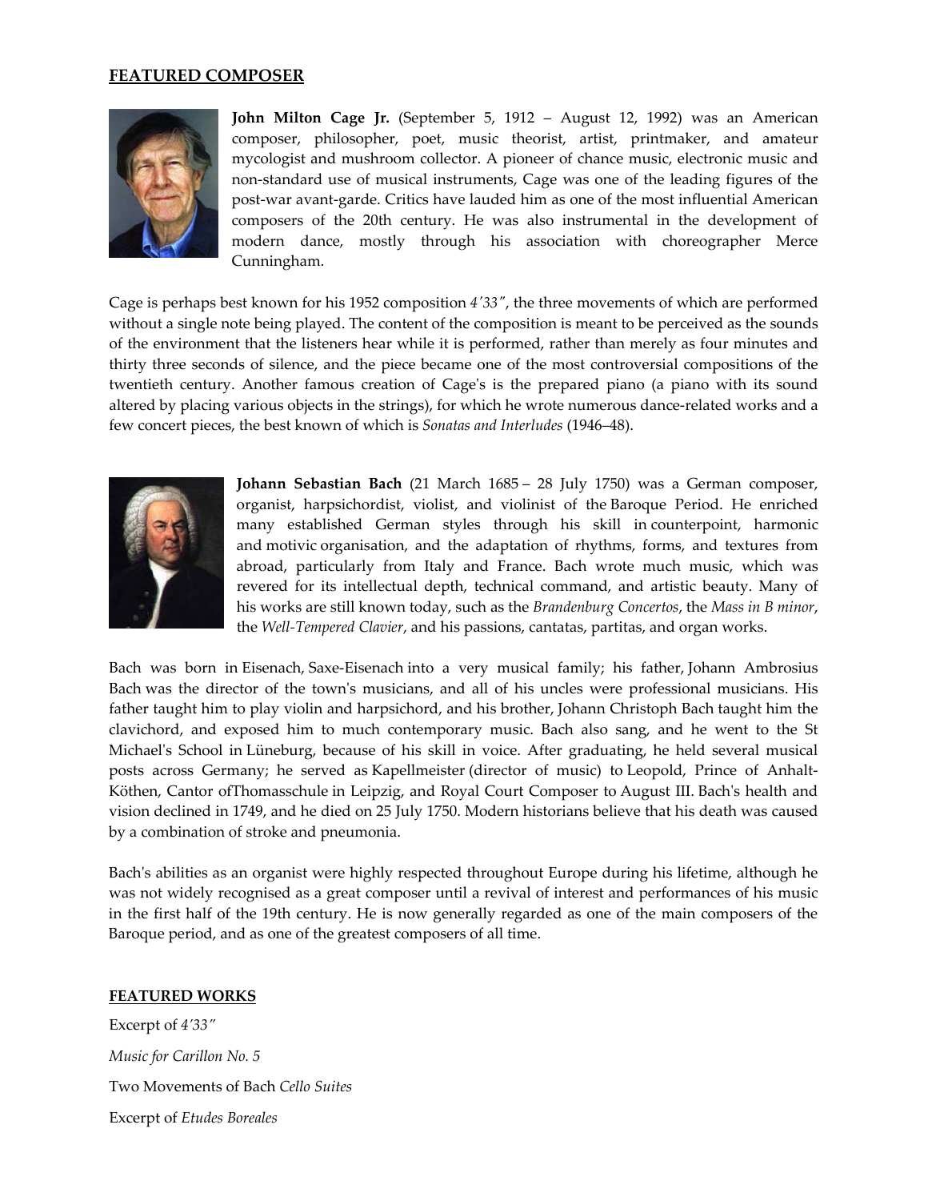## FEATURED COMPOSER

**John Milton Cage Jr.** (September 5, 1912 – August 12, 1992) was an American composer, philosopher, poet, music theorist, artist, printmaker, and amateur mycologist and mushroom collector. A pioneer of chance music, electronic music and non-standard use of musical instruments, Cage was one of the leading figures of the post-war avant-garde. Critics have lauded him as one of the most influential American composers of the 20th century. He was also instrumental in the development of modern dance, mostly through his association with choreographer Merce Cunningham.

Cage is perhaps best known for his 1952 composition *4′33″*, the three movements of which are performed without a single note being played. The content of the composition is meant to be perceived as the sounds of the environment that the listeners hear while it is performed, rather than merely as four minutes and thirty three seconds of silence, and the piece became one of the most controversial compositions of the twentieth century. Another famous creation of Cage's is the prepared piano (a piano with its sound altered by placing various objects in the strings), for which he wrote numerous dance-related works and a few concert pieces, the best known of which is *Sonatas and Interludes* (1946–48).

**Johann Sebastian Bach** (21 March 1685 – 28 July 1750) was a German composer, organist, harpsichordist, violist, and violinist of the Baroque Period. He enriched many established German styles through his skill in counterpoint, harmonic and motivic organisation, and the adaptation of rhythms, forms, and textures from abroad, particularly from Italy and France. Bach wrote much music, which was revered for its intellectual depth, technical command, and artistic beauty. Many of his works are still known today, such as the *Brandenburg Concertos*, the *Mass in B minor*, the *Well-Tempered Clavier*, and his passions, cantatas, partitas, and organ works.

Bach was born in Eisenach, Saxe-Eisenach into a very musical family; his father, Johann Ambrosius Bach was the director of the town's musicians, and all of his uncles were professional musicians. His father taught him to play violin and harpsichord, and his brother, Johann Christoph Bach taught him the clavichord, and exposed him to much contemporary music. Bach also sang, and he went to the St Michael's School in Lüneburg, because of his skill in voice. After graduating, he held several musical posts across Germany; he served as Kapellmeister (director of music) to Leopold, Prince of Anhalt-Köthen, Cantor ofThomasschule in Leipzig, and Royal Court Composer to August III. Bach's health and vision declined in 1749, and he died on 25 July 1750. Modern historians believe that his death was caused by a combination of stroke and pneumonia.

Bach's abilities as an organist were highly respected throughout Europe during his lifetime, although he was not widely recognised as a great composer until a revival of interest and performances of his music in the first half of the 19th century. He is now generally regarded as one of the main composers of the Baroque period, and as one of the greatest composers of all time.

## FEATURED WORKS

Excerpt of *4′33″*

*Music for Carillon No. 5*

Two Movements of Bach *Cello Suites*

Excerpt of *Etudes Boreales*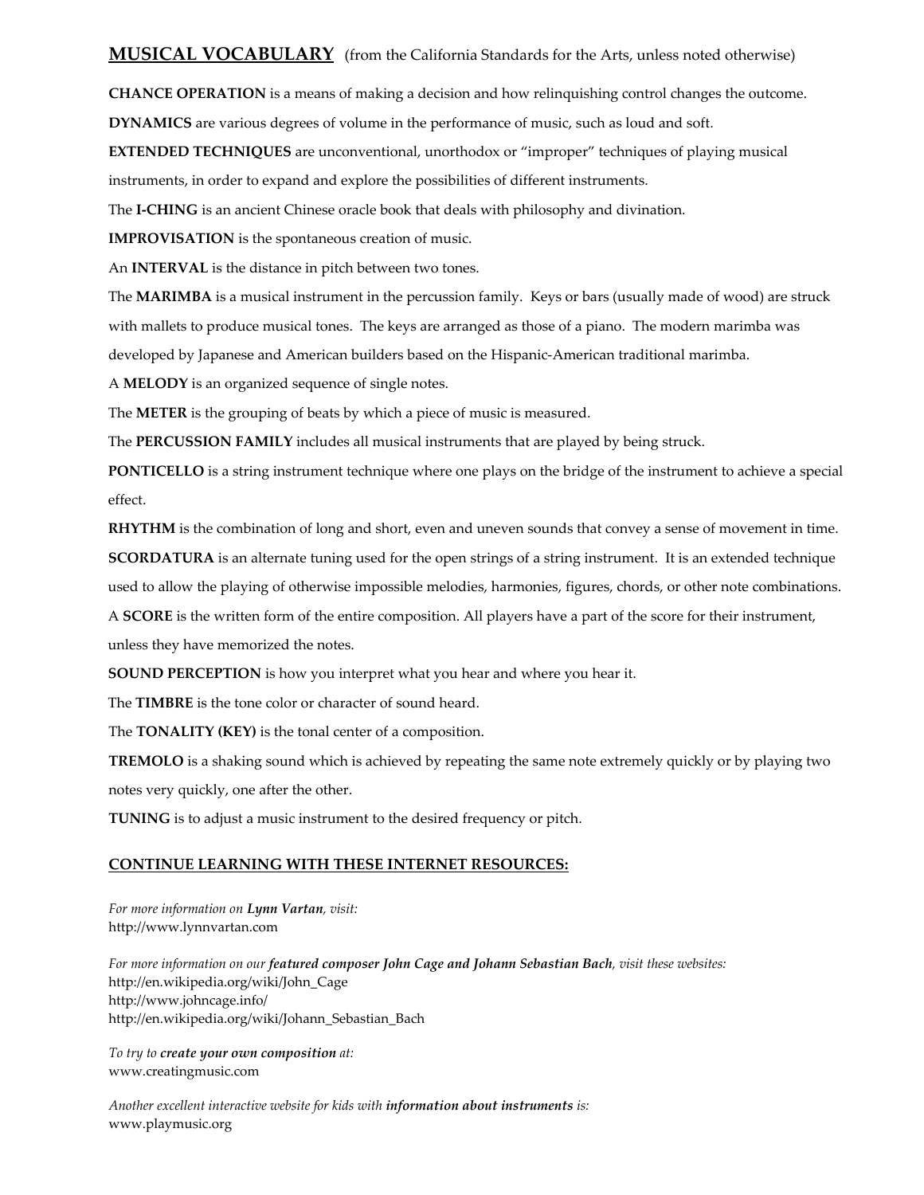## MUSICAL VOCABULARY (from the California Standards for the Arts, unless noted otherwise)

**CHANCE OPERATION** is a means of making a decision and how relinquishing control changes the outcome.

**DYNAMICS** are various degrees of volume in the performance of music, such as loud and soft.

**EXTENDED TECHNIQUES** are unconventional, unorthodox or "improper" techniques of playing musical instruments, in order to expand and explore the possibilities of different instruments.

The **I-CHING** is an ancient Chinese oracle book that deals with philosophy and divination.

**IMPROVISATION** is the spontaneous creation of music.

An **INTERVAL** is the distance in pitch between two tones.

The **MARIMBA** is a musical instrument in the percussion family. Keys or bars (usually made of wood) are struck with mallets to produce musical tones. The keys are arranged as those of a piano. The modern marimba was developed by Japanese and American builders based on the Hispanic-American traditional marimba.

A **MELODY** is an organized sequence of single notes.

The **METER** is the grouping of beats by which a piece of music is measured.

The **PERCUSSION FAMILY** includes all musical instruments that are played by being struck.

**PONTICELLO** is a string instrument technique where one plays on the bridge of the instrument to achieve a special effect.

**RHYTHM** is the combination of long and short, even and uneven sounds that convey a sense of movement in time.

**SCORDATURA** is an alternate tuning used for the open strings of a string instrument. It is an extended technique used to allow the playing of otherwise impossible melodies, harmonies, figures, chords, or other note combinations.

A **SCORE** is the written form of the entire composition. All players have a part of the score for their instrument, unless they have memorized the notes.

**SOUND PERCEPTION** is how you interpret what you hear and where you hear it.

The **TIMBRE** is the tone color or character of sound heard.

The **TONALITY (KEY)** is the tonal center of a composition.

**TREMOLO** is a shaking sound which is achieved by repeating the same note extremely quickly or by playing two notes very quickly, one after the other.

**TUNING** is to adjust a music instrument to the desired frequency or pitch.

## CONTINUE LEARNING WITH THESE INTERNET RESOURCES:

*For more information on **Lynn Vartan**, visit:*
http://www.lynnvartan.com

*For more information on our **featured composer John Cage and Johann Sebastian Bach**, visit these websites:*
http://en.wikipedia.org/wiki/John_Cage
http://www.johncage.info/
http://en.wikipedia.org/wiki/Johann_Sebastian_Bach

*To try to **create your own composition** at:*
www.creatingmusic.com

*Another excellent interactive website for kids with **information about instruments** is:*
www.playmusic.org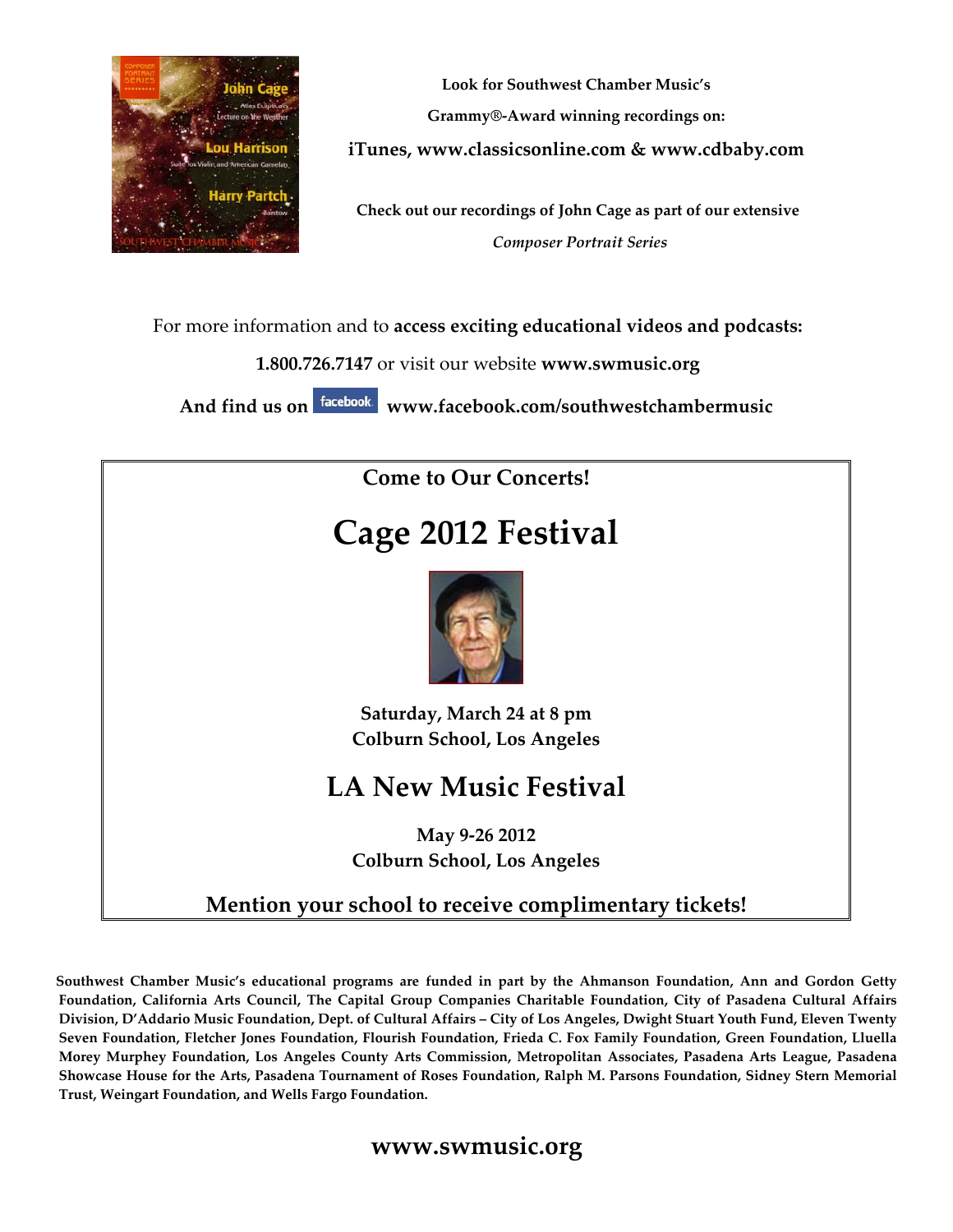**Look for Southwest Chamber Music's**

**Grammy®-Award winning recordings on:**

**iTunes, www.classicsonline.com & www.cdbaby.com**

**Check out our recordings of John Cage as part of our extensive** ***Composer Portrait Series***

For more information and to **access exciting educational videos and podcasts:**

**1.800.726.7147** or visit our website **www.swmusic.org**

**And find us on** facebook **www.facebook.com/southwestchambermusic**

**Come to Our Concerts!**

# Cage 2012 Festival

**Saturday, March 24 at 8 pm**
**Colburn School, Los Angeles**

## LA New Music Festival

**May 9-26 2012**
**Colburn School, Los Angeles**

**Mention your school to receive complimentary tickets!**

**Southwest Chamber Music's educational programs are funded in part by the Ahmanson Foundation, Ann and Gordon Getty Foundation, California Arts Council, The Capital Group Companies Charitable Foundation, City of Pasadena Cultural Affairs Division, D'Addario Music Foundation, Dept. of Cultural Affairs – City of Los Angeles, Dwight Stuart Youth Fund, Eleven Twenty Seven Foundation, Fletcher Jones Foundation, Flourish Foundation, Frieda C. Fox Family Foundation, Green Foundation, Lluella Morey Murphey Foundation, Los Angeles County Arts Commission, Metropolitan Associates, Pasadena Arts League, Pasadena Showcase House for the Arts, Pasadena Tournament of Roses Foundation, Ralph M. Parsons Foundation, Sidney Stern Memorial Trust, Weingart Foundation, and Wells Fargo Foundation.**

**www.swmusic.org**